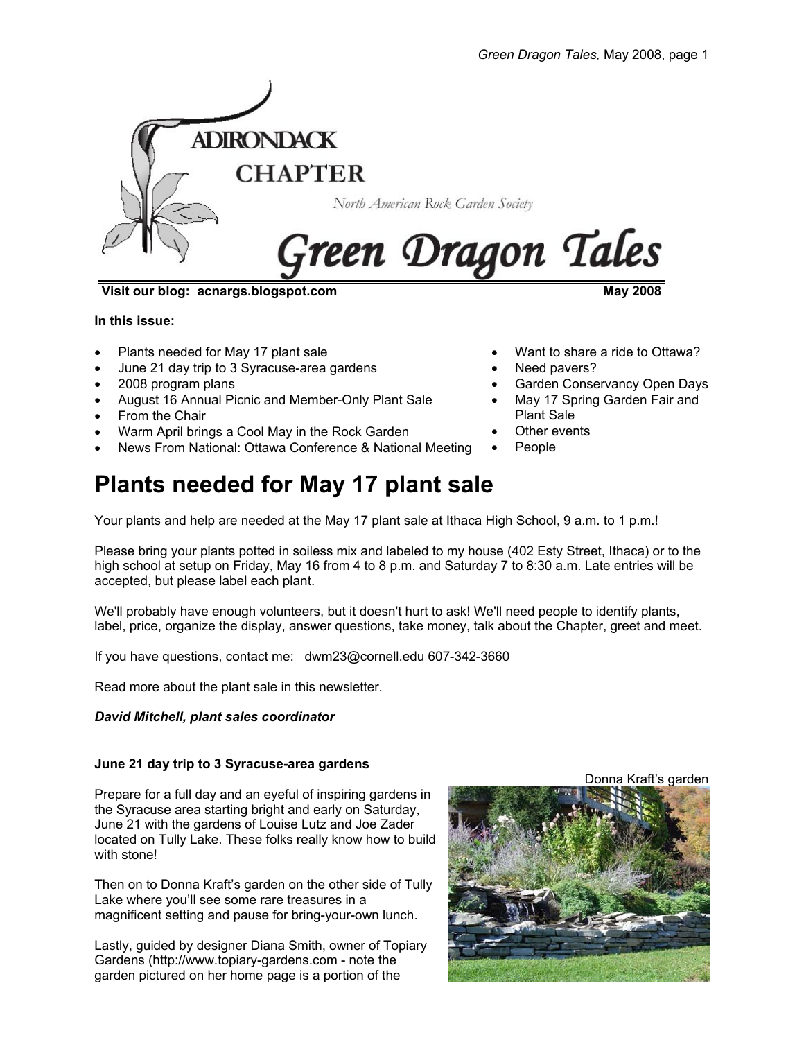ADIRONDACK CHAPTER

North American Rock Garden Society

# Green Dragon Tales

**Visit our blog: acnargs.blogspot.com** **May 2008**

**In this issue:**

- Plants needed for May 17 plant sale
- June 21 day trip to 3 Syracuse-area gardens
- 2008 program plans
- August 16 Annual Picnic and Member-Only Plant Sale
- From the Chair
- Warm April brings a Cool May in the Rock Garden
- News From National: Ottawa Conference & National Meeting
- Want to share a ride to Ottawa?
- Need pavers?
- Garden Conservancy Open Days
- May 17 Spring Garden Fair and Plant Sale
- Other events
- People

## Plants needed for May 17 plant sale

Your plants and help are needed at the May 17 plant sale at Ithaca High School, 9 a.m. to 1 p.m.!

Please bring your plants potted in soiless mix and labeled to my house (402 Esty Street, Ithaca) or to the high school at setup on Friday, May 16 from 4 to 8 p.m. and Saturday 7 to 8:30 a.m. Late entries will be accepted, but please label each plant.

We'll probably have enough volunteers, but it doesn't hurt to ask! We'll need people to identify plants, label, price, organize the display, answer questions, take money, talk about the Chapter, greet and meet.

If you have questions, contact me: dwm23@cornell.edu 607-342-3660

Read more about the plant sale in this newsletter.

***David Mitchell, plant sales coordinator***

---

### June 21 day trip to 3 Syracuse-area gardens

Prepare for a full day and an eyeful of inspiring gardens in the Syracuse area starting bright and early on Saturday, June 21 with the gardens of Louise Lutz and Joe Zader located on Tully Lake. These folks really know how to build with stone!

Then on to Donna Kraft's garden on the other side of Tully Lake where you'll see some rare treasures in a magnificent setting and pause for bring-your-own lunch.

Lastly, guided by designer Diana Smith, owner of Topiary Gardens (http://www.topiary-gardens.com - note the garden pictured on her home page is a portion of the

Donna Kraft's garden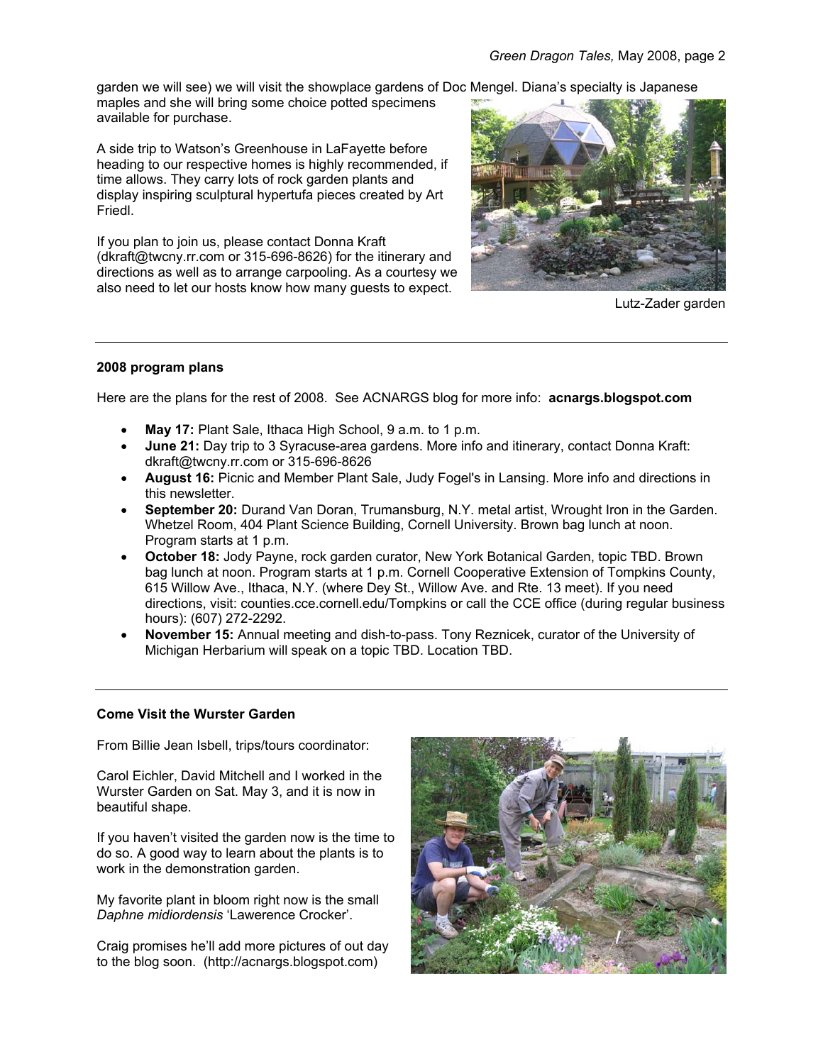garden we will see) we will visit the showplace gardens of Doc Mengel. Diana's specialty is Japanese maples and she will bring some choice potted specimens available for purchase.

A side trip to Watson's Greenhouse in LaFayette before heading to our respective homes is highly recommended, if time allows. They carry lots of rock garden plants and display inspiring sculptural hypertufa pieces created by Art Friedl.

If you plan to join us, please contact Donna Kraft (dkraft@twcny.rr.com or 315-696-8626) for the itinerary and directions as well as to arrange carpooling. As a courtesy we also need to let our hosts know how many guests to expect.

Lutz-Zader garden

---

**2008 program plans**

Here are the plans for the rest of 2008. See ACNARGS blog for more info: **acnargs.blogspot.com**

- **May 17:** Plant Sale, Ithaca High School, 9 a.m. to 1 p.m.
- **June 21:** Day trip to 3 Syracuse-area gardens. More info and itinerary, contact Donna Kraft: dkraft@twcny.rr.com or 315-696-8626
- **August 16:** Picnic and Member Plant Sale, Judy Fogel's in Lansing. More info and directions in this newsletter.
- **September 20:** Durand Van Doran, Trumansburg, N.Y. metal artist, Wrought Iron in the Garden. Whetzel Room, 404 Plant Science Building, Cornell University. Brown bag lunch at noon. Program starts at 1 p.m.
- **October 18:** Jody Payne, rock garden curator, New York Botanical Garden, topic TBD. Brown bag lunch at noon. Program starts at 1 p.m. Cornell Cooperative Extension of Tompkins County, 615 Willow Ave., Ithaca, N.Y. (where Dey St., Willow Ave. and Rte. 13 meet). If you need directions, visit: counties.cce.cornell.edu/Tompkins or call the CCE office (during regular business hours): (607) 272-2292.
- **November 15:** Annual meeting and dish-to-pass. Tony Reznicek, curator of the University of Michigan Herbarium will speak on a topic TBD. Location TBD.

---

**Come Visit the Wurster Garden**

From Billie Jean Isbell, trips/tours coordinator:

Carol Eichler, David Mitchell and I worked in the Wurster Garden on Sat. May 3, and it is now in beautiful shape.

If you haven't visited the garden now is the time to do so. A good way to learn about the plants is to work in the demonstration garden.

My favorite plant in bloom right now is the small *Daphne midiordensis* 'Lawerence Crocker'.

Craig promises he'll add more pictures of out day to the blog soon. (http://acnargs.blogspot.com)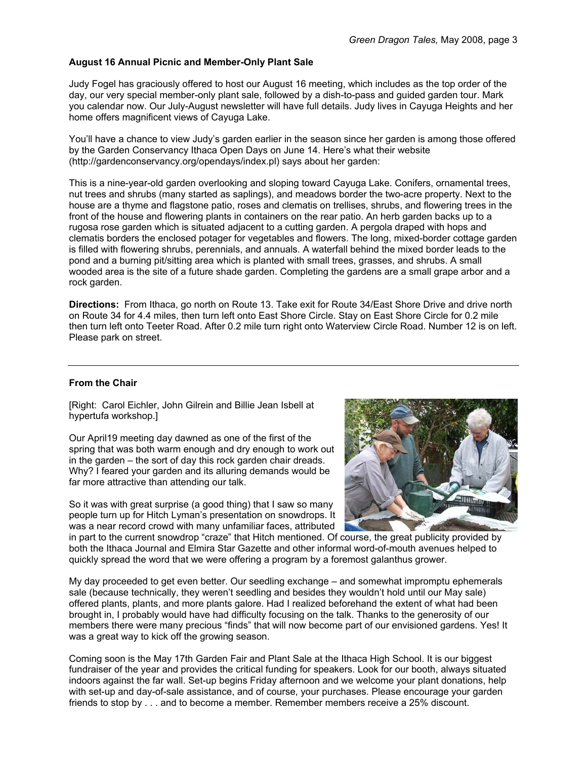### August 16 Annual Picnic and Member-Only Plant Sale

Judy Fogel has graciously offered to host our August 16 meeting, which includes as the top order of the day, our very special member-only plant sale, followed by a dish-to-pass and guided garden tour. Mark you calendar now. Our July-August newsletter will have full details. Judy lives in Cayuga Heights and her home offers magnificent views of Cayuga Lake.

You'll have a chance to view Judy's garden earlier in the season since her garden is among those offered by the Garden Conservancy Ithaca Open Days on June 14. Here's what their website (http://gardenconservancy.org/opendays/index.pl) says about her garden:

This is a nine-year-old garden overlooking and sloping toward Cayuga Lake. Conifers, ornamental trees, nut trees and shrubs (many started as saplings), and meadows border the two-acre property. Next to the house are a thyme and flagstone patio, roses and clematis on trellises, shrubs, and flowering trees in the front of the house and flowering plants in containers on the rear patio. An herb garden backs up to a rugosa rose garden which is situated adjacent to a cutting garden. A pergola draped with hops and clematis borders the enclosed potager for vegetables and flowers. The long, mixed-border cottage garden is filled with flowering shrubs, perennials, and annuals. A waterfall behind the mixed border leads to the pond and a burning pit/sitting area which is planted with small trees, grasses, and shrubs. A small wooded area is the site of a future shade garden. Completing the gardens are a small grape arbor and a rock garden.

**Directions:** From Ithaca, go north on Route 13. Take exit for Route 34/East Shore Drive and drive north on Route 34 for 4.4 miles, then turn left onto East Shore Circle. Stay on East Shore Circle for 0.2 mile then turn left onto Teeter Road. After 0.2 mile turn right onto Waterview Circle Road. Number 12 is on left. Please park on street.

---

### From the Chair

[Right: Carol Eichler, John Gilrein and Billie Jean Isbell at hypertufa workshop.]

Our April19 meeting day dawned as one of the first of the spring that was both warm enough and dry enough to work out in the garden – the sort of day this rock garden chair dreads. Why? I feared your garden and its alluring demands would be far more attractive than attending our talk.

So it was with great surprise (a good thing) that I saw so many people turn up for Hitch Lyman's presentation on snowdrops. It was a near record crowd with many unfamiliar faces, attributed in part to the current snowdrop "craze" that Hitch mentioned. Of course, the great publicity provided by both the Ithaca Journal and Elmira Star Gazette and other informal word-of-mouth avenues helped to quickly spread the word that we were offering a program by a foremost galanthus grower.

My day proceeded to get even better. Our seedling exchange – and somewhat impromptu ephemerals sale (because technically, they weren't seedling and besides they wouldn't hold until our May sale) offered plants, plants, and more plants galore. Had I realized beforehand the extent of what had been brought in, I probably would have had difficulty focusing on the talk. Thanks to the generosity of our members there were many precious "finds" that will now become part of our envisioned gardens. Yes! It was a great way to kick off the growing season.

Coming soon is the May 17th Garden Fair and Plant Sale at the Ithaca High School. It is our biggest fundraiser of the year and provides the critical funding for speakers. Look for our booth, always situated indoors against the far wall. Set-up begins Friday afternoon and we welcome your plant donations, help with set-up and day-of-sale assistance, and of course, your purchases. Please encourage your garden friends to stop by . . . and to become a member. Remember members receive a 25% discount.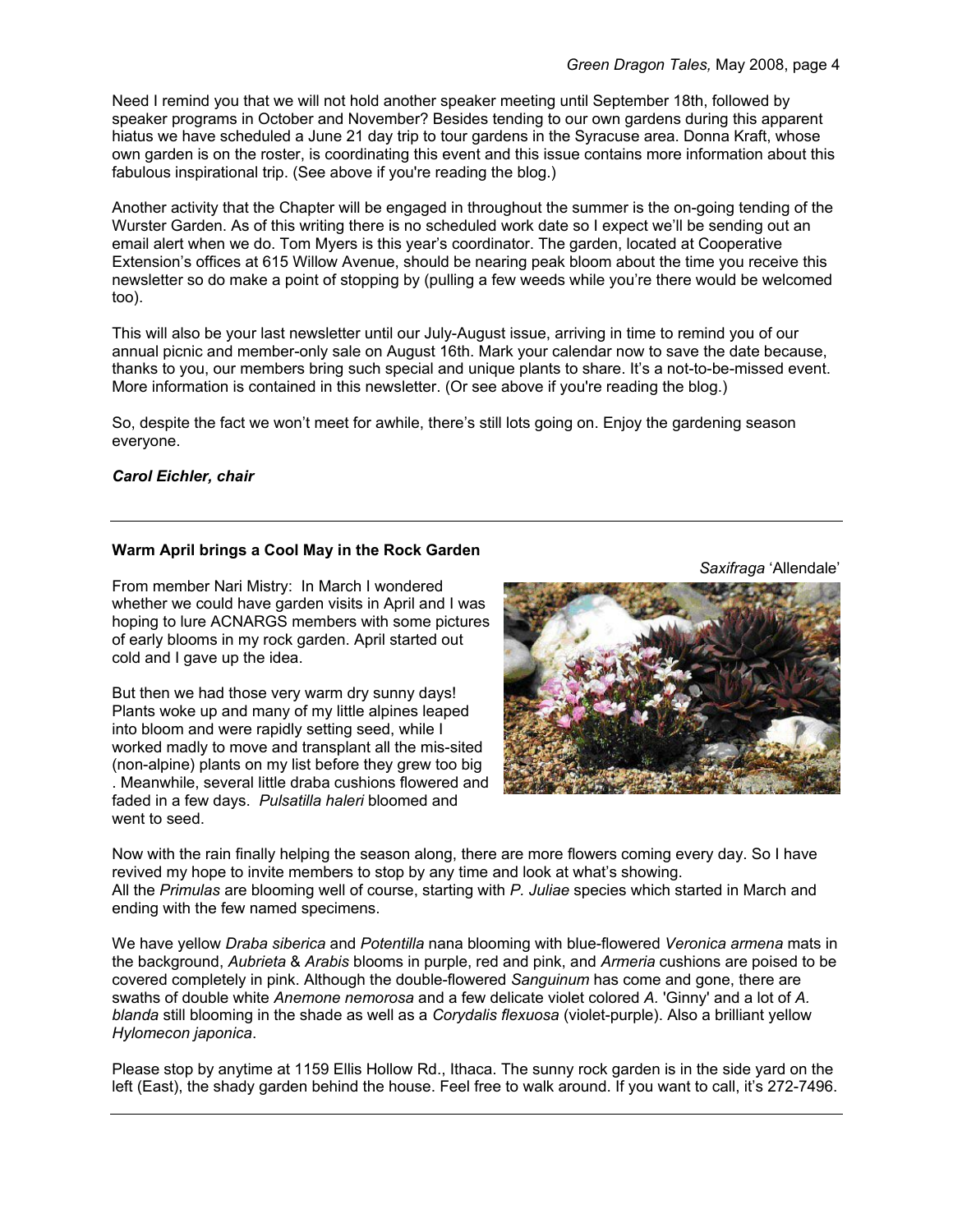Need I remind you that we will not hold another speaker meeting until September 18th, followed by speaker programs in October and November? Besides tending to our own gardens during this apparent hiatus we have scheduled a June 21 day trip to tour gardens in the Syracuse area. Donna Kraft, whose own garden is on the roster, is coordinating this event and this issue contains more information about this fabulous inspirational trip. (See above if you're reading the blog.)

Another activity that the Chapter will be engaged in throughout the summer is the on-going tending of the Wurster Garden. As of this writing there is no scheduled work date so I expect we'll be sending out an email alert when we do. Tom Myers is this year's coordinator. The garden, located at Cooperative Extension's offices at 615 Willow Avenue, should be nearing peak bloom about the time you receive this newsletter so do make a point of stopping by (pulling a few weeds while you're there would be welcomed too).

This will also be your last newsletter until our July-August issue, arriving in time to remind you of our annual picnic and member-only sale on August 16th. Mark your calendar now to save the date because, thanks to you, our members bring such special and unique plants to share. It's a not-to-be-missed event. More information is contained in this newsletter. (Or see above if you're reading the blog.)

So, despite the fact we won't meet for awhile, there's still lots going on. Enjoy the gardening season everyone.

***Carol Eichler, chair***

---

**Warm April brings a Cool May in the Rock Garden**

*Saxifraga* 'Allendale'

From member Nari Mistry: In March I wondered whether we could have garden visits in April and I was hoping to lure ACNARGS members with some pictures of early blooms in my rock garden. April started out cold and I gave up the idea.

But then we had those very warm dry sunny days! Plants woke up and many of my little alpines leaped into bloom and were rapidly setting seed, while I worked madly to move and transplant all the mis-sited (non-alpine) plants on my list before they grew too big . Meanwhile, several little draba cushions flowered and faded in a few days. *Pulsatilla haleri* bloomed and went to seed.

Now with the rain finally helping the season along, there are more flowers coming every day. So I have revived my hope to invite members to stop by any time and look at what's showing.
All the *Primulas* are blooming well of course, starting with *P. Juliae* species which started in March and ending with the few named specimens.

We have yellow *Draba siberica* and *Potentilla* nana blooming with blue-flowered *Veronica armena* mats in the background, *Aubrieta* & *Arabis* blooms in purple, red and pink, and *Armeria* cushions are poised to be covered completely in pink. Although the double-flowered *Sanguinum* has come and gone, there are swaths of double white *Anemone nemorosa* and a few delicate violet colored *A.* 'Ginny' and a lot of *A. blanda* still blooming in the shade as well as a *Corydalis flexuosa* (violet-purple). Also a brilliant yellow *Hylomecon japonica*.

Please stop by anytime at 1159 Ellis Hollow Rd., Ithaca. The sunny rock garden is in the side yard on the left (East), the shady garden behind the house. Feel free to walk around. If you want to call, it's 272-7496.

---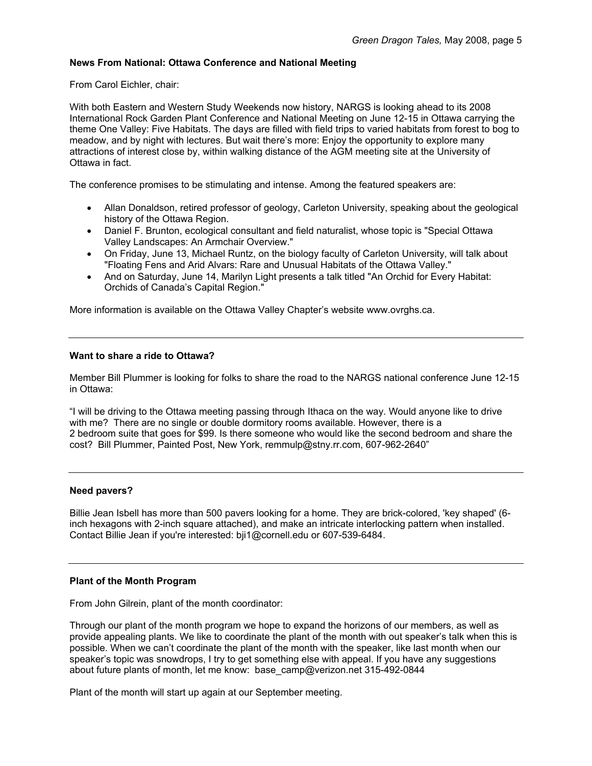**News From National: Ottawa Conference and National Meeting**

From Carol Eichler, chair:

With both Eastern and Western Study Weekends now history, NARGS is looking ahead to its 2008 International Rock Garden Plant Conference and National Meeting on June 12-15 in Ottawa carrying the theme One Valley: Five Habitats. The days are filled with field trips to varied habitats from forest to bog to meadow, and by night with lectures. But wait there's more: Enjoy the opportunity to explore many attractions of interest close by, within walking distance of the AGM meeting site at the University of Ottawa in fact.

The conference promises to be stimulating and intense. Among the featured speakers are:

- Allan Donaldson, retired professor of geology, Carleton University, speaking about the geological history of the Ottawa Region.
- Daniel F. Brunton, ecological consultant and field naturalist, whose topic is "Special Ottawa Valley Landscapes: An Armchair Overview."
- On Friday, June 13, Michael Runtz, on the biology faculty of Carleton University, will talk about "Floating Fens and Arid Alvars: Rare and Unusual Habitats of the Ottawa Valley."
- And on Saturday, June 14, Marilyn Light presents a talk titled "An Orchid for Every Habitat: Orchids of Canada's Capital Region."

More information is available on the Ottawa Valley Chapter's website www.ovrghs.ca.

---

**Want to share a ride to Ottawa?**

Member Bill Plummer is looking for folks to share the road to the NARGS national conference June 12-15 in Ottawa:

"I will be driving to the Ottawa meeting passing through Ithaca on the way. Would anyone like to drive with me? There are no single or double dormitory rooms available. However, there is a 2 bedroom suite that goes for $99. Is there someone who would like the second bedroom and share the cost? Bill Plummer, Painted Post, New York, remmulp@stny.rr.com, 607-962-2640"

---

**Need pavers?**

Billie Jean Isbell has more than 500 pavers looking for a home. They are brick-colored, 'key shaped' (6-inch hexagons with 2-inch square attached), and make an intricate interlocking pattern when installed. Contact Billie Jean if you're interested: bji1@cornell.edu or 607-539-6484.

---

**Plant of the Month Program**

From John Gilrein, plant of the month coordinator:

Through our plant of the month program we hope to expand the horizons of our members, as well as provide appealing plants. We like to coordinate the plant of the month with out speaker's talk when this is possible. When we can't coordinate the plant of the month with the speaker, like last month when our speaker's topic was snowdrops, I try to get something else with appeal. If you have any suggestions about future plants of month, let me know: base_camp@verizon.net 315-492-0844

Plant of the month will start up again at our September meeting.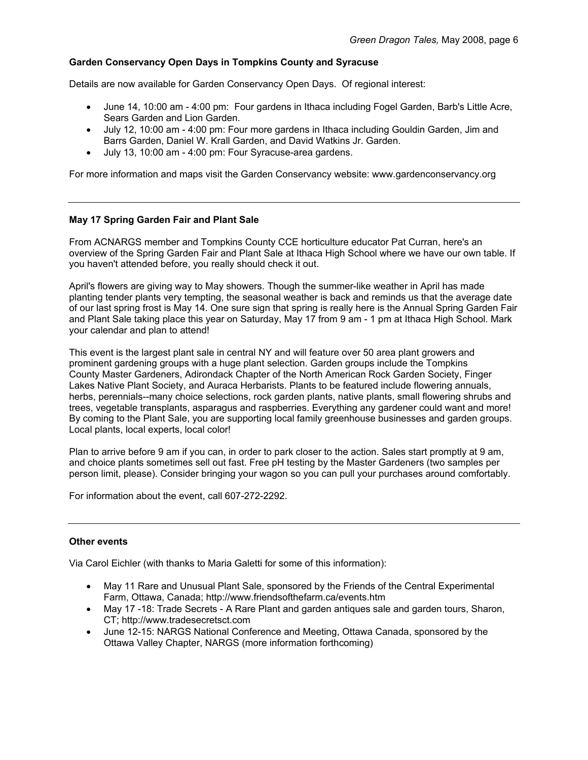### Garden Conservancy Open Days in Tompkins County and Syracuse

Details are now available for Garden Conservancy Open Days. Of regional interest:

- June 14, 10:00 am - 4:00 pm: Four gardens in Ithaca including Fogel Garden, Barb's Little Acre, Sears Garden and Lion Garden.
- July 12, 10:00 am - 4:00 pm: Four more gardens in Ithaca including Gouldin Garden, Jim and Barrs Garden, Daniel W. Krall Garden, and David Watkins Jr. Garden.
- July 13, 10:00 am - 4:00 pm: Four Syracuse-area gardens.

For more information and maps visit the Garden Conservancy website: www.gardenconservancy.org

---

### May 17 Spring Garden Fair and Plant Sale

From ACNARGS member and Tompkins County CCE horticulture educator Pat Curran, here's an overview of the Spring Garden Fair and Plant Sale at Ithaca High School where we have our own table. If you haven't attended before, you really should check it out.

April's flowers are giving way to May showers. Though the summer-like weather in April has made planting tender plants very tempting, the seasonal weather is back and reminds us that the average date of our last spring frost is May 14. One sure sign that spring is really here is the Annual Spring Garden Fair and Plant Sale taking place this year on Saturday, May 17 from 9 am - 1 pm at Ithaca High School. Mark your calendar and plan to attend!

This event is the largest plant sale in central NY and will feature over 50 area plant growers and prominent gardening groups with a huge plant selection. Garden groups include the Tompkins County Master Gardeners, Adirondack Chapter of the North American Rock Garden Society, Finger Lakes Native Plant Society, and Auraca Herbarists. Plants to be featured include flowering annuals, herbs, perennials--many choice selections, rock garden plants, native plants, small flowering shrubs and trees, vegetable transplants, asparagus and raspberries. Everything any gardener could want and more! By coming to the Plant Sale, you are supporting local family greenhouse businesses and garden groups. Local plants, local experts, local color!

Plan to arrive before 9 am if you can, in order to park closer to the action. Sales start promptly at 9 am, and choice plants sometimes sell out fast. Free pH testing by the Master Gardeners (two samples per person limit, please). Consider bringing your wagon so you can pull your purchases around comfortably.

For information about the event, call 607-272-2292.

---

### Other events

Via Carol Eichler (with thanks to Maria Galetti for some of this information):

- May 11 Rare and Unusual Plant Sale, sponsored by the Friends of the Central Experimental Farm, Ottawa, Canada; http://www.friendsofthefarm.ca/events.htm
- May 17 -18: Trade Secrets - A Rare Plant and garden antiques sale and garden tours, Sharon, CT; http://www.tradesecretsct.com
- June 12-15: NARGS National Conference and Meeting, Ottawa Canada, sponsored by the Ottawa Valley Chapter, NARGS (more information forthcoming)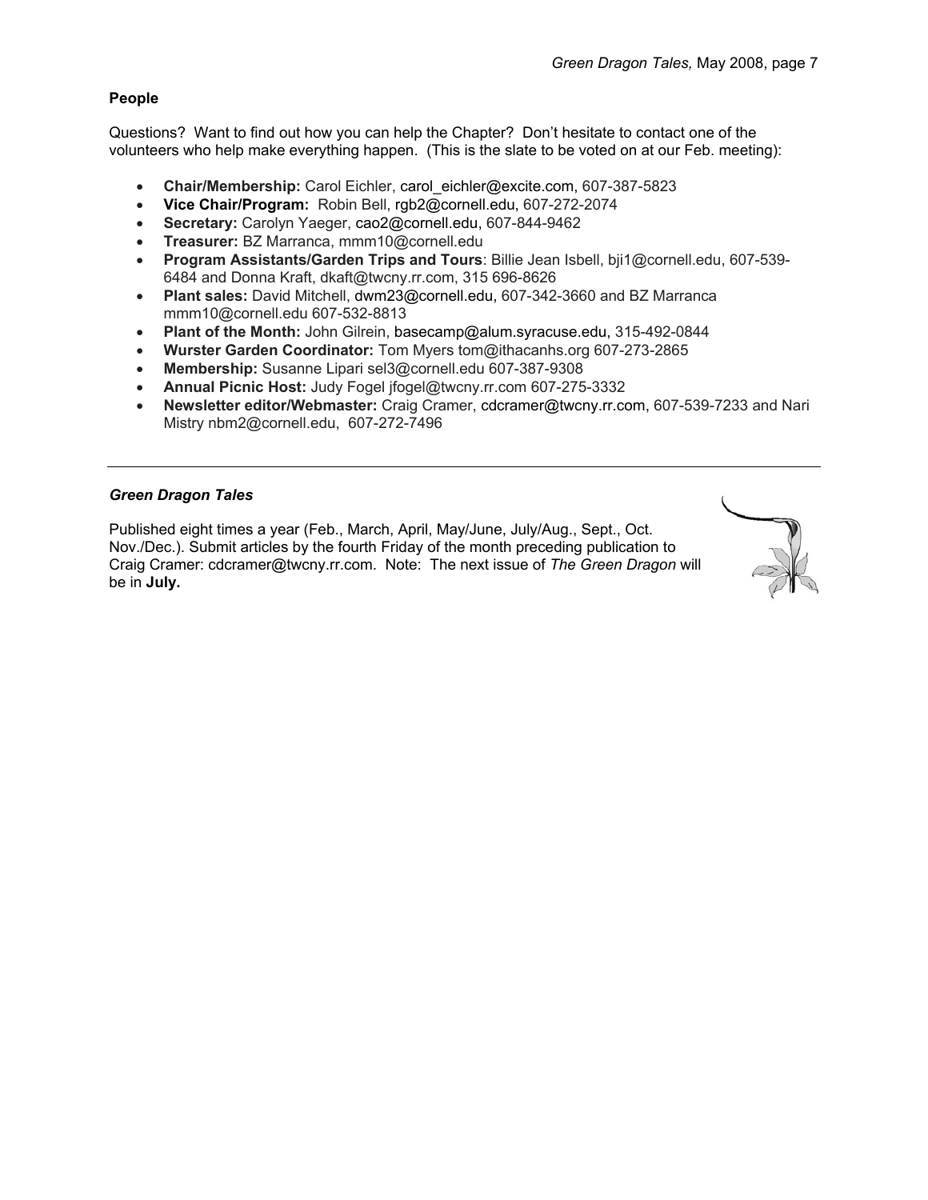**People**

Questions? Want to find out how you can help the Chapter? Don't hesitate to contact one of the volunteers who help make everything happen. (This is the slate to be voted on at our Feb. meeting):

- **Chair/Membership:** Carol Eichler, carol_eichler@excite.com, 607-387-5823
- **Vice Chair/Program:** Robin Bell, rgb2@cornell.edu, 607-272-2074
- **Secretary:** Carolyn Yaeger, cao2@cornell.edu, 607-844-9462
- **Treasurer:** BZ Marranca, mmm10@cornell.edu
- **Program Assistants/Garden Trips and Tours**: Billie Jean Isbell, bji1@cornell.edu, 607-539-6484 and Donna Kraft, dkaft@twcny.rr.com, 315 696-8626
- **Plant sales:** David Mitchell, dwm23@cornell.edu, 607-342-3660 and BZ Marranca mmm10@cornell.edu 607-532-8813
- **Plant of the Month:** John Gilrein, basecamp@alum.syracuse.edu, 315-492-0844
- **Wurster Garden Coordinator:** Tom Myers tom@ithacanhs.org 607-273-2865
- **Membership:** Susanne Lipari sel3@cornell.edu 607-387-9308
- **Annual Picnic Host:** Judy Fogel jfogel@twcny.rr.com 607-275-3332
- **Newsletter editor/Webmaster:** Craig Cramer, cdcramer@twcny.rr.com, 607-539-7233 and Nari Mistry nbm2@cornell.edu, 607-272-7496

---

***Green Dragon Tales***

Published eight times a year (Feb., March, April, May/June, July/Aug., Sept., Oct. Nov./Dec.). Submit articles by the fourth Friday of the month preceding publication to Craig Cramer: cdcramer@twcny.rr.com. Note: The next issue of *The Green Dragon* will be in **July.**